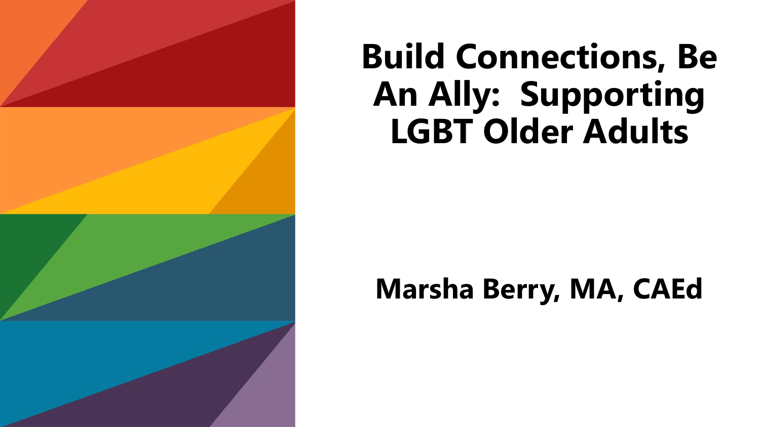# Build Connections, Be An Ally: Supporting LGBT Older Adults

**Marsha Berry, MA, CAEd**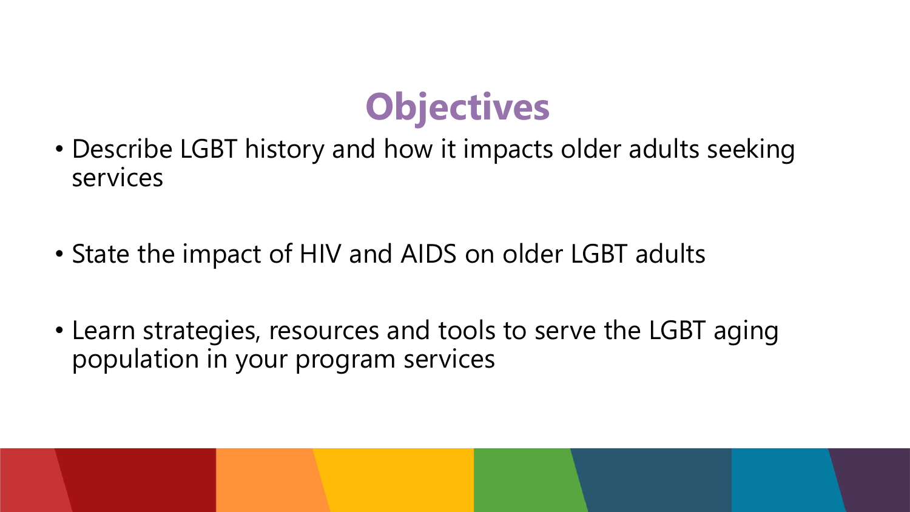# Objectives

- Describe LGBT history and how it impacts older adults seeking services
- State the impact of HIV and AIDS on older LGBT adults
- Learn strategies, resources and tools to serve the LGBT aging population in your program services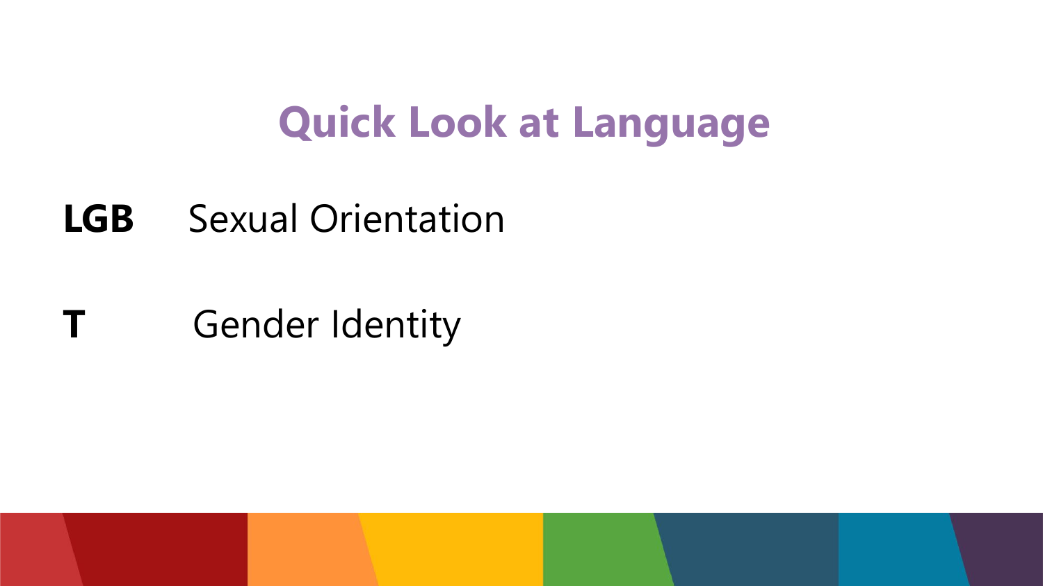# Quick Look at Language

**LGB** Sexual Orientation

**T** Gender Identity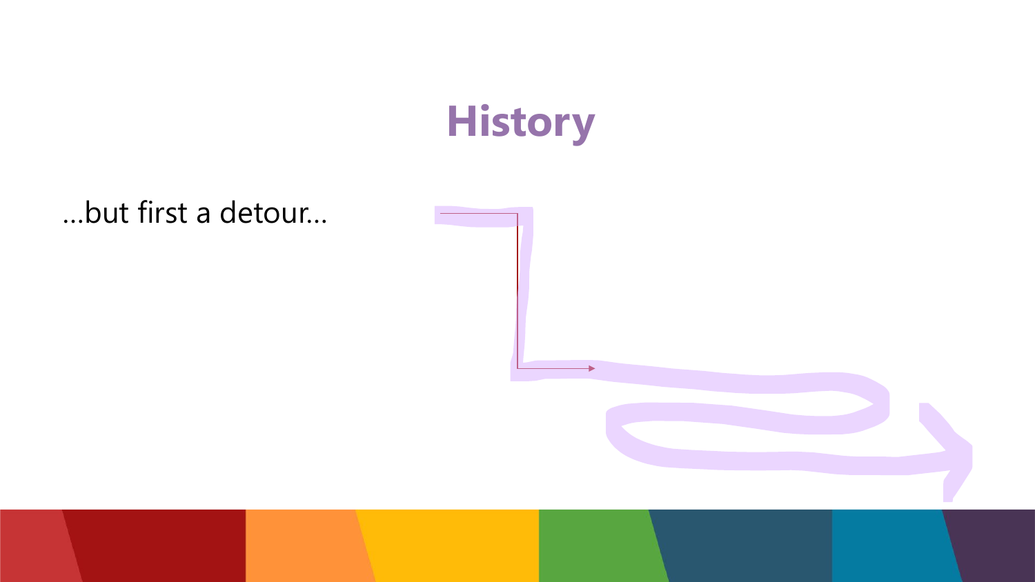# History

…but first a detour…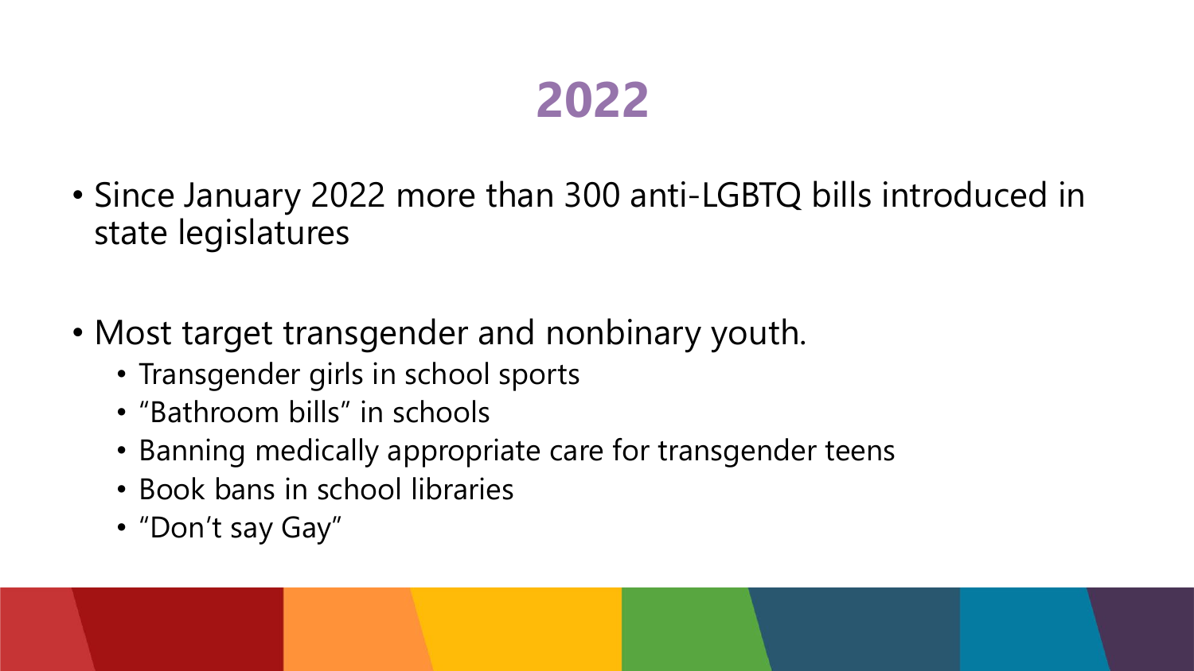# 2022

- Since January 2022 more than 300 anti-LGBTQ bills introduced in state legislatures

- Most target transgender and nonbinary youth.
  - Transgender girls in school sports
  - "Bathroom bills" in schools
  - Banning medically appropriate care for transgender teens
  - Book bans in school libraries
  - "Don't say Gay"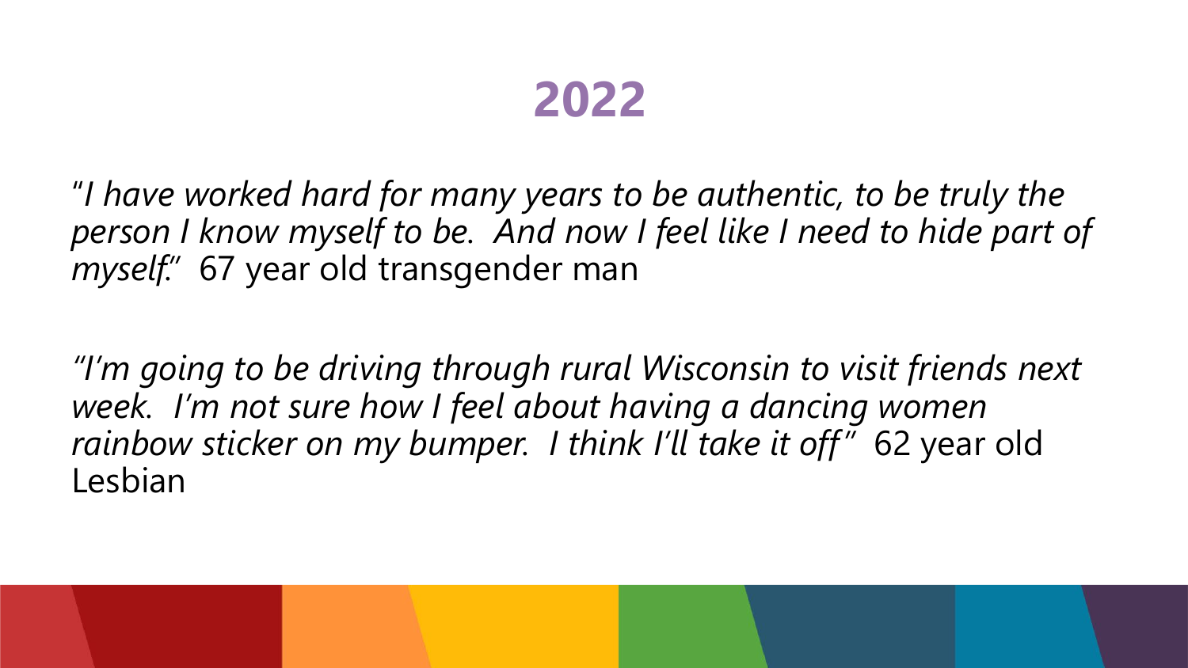# 2022

"*I have worked hard for many years to be authentic, to be truly the person I know myself to be. And now I feel like I need to hide part of myself.*" 67 year old transgender man

*"I'm going to be driving through rural Wisconsin to visit friends next week. I'm not sure how I feel about having a dancing women rainbow sticker on my bumper. I think I'll take it off"* 62 year old Lesbian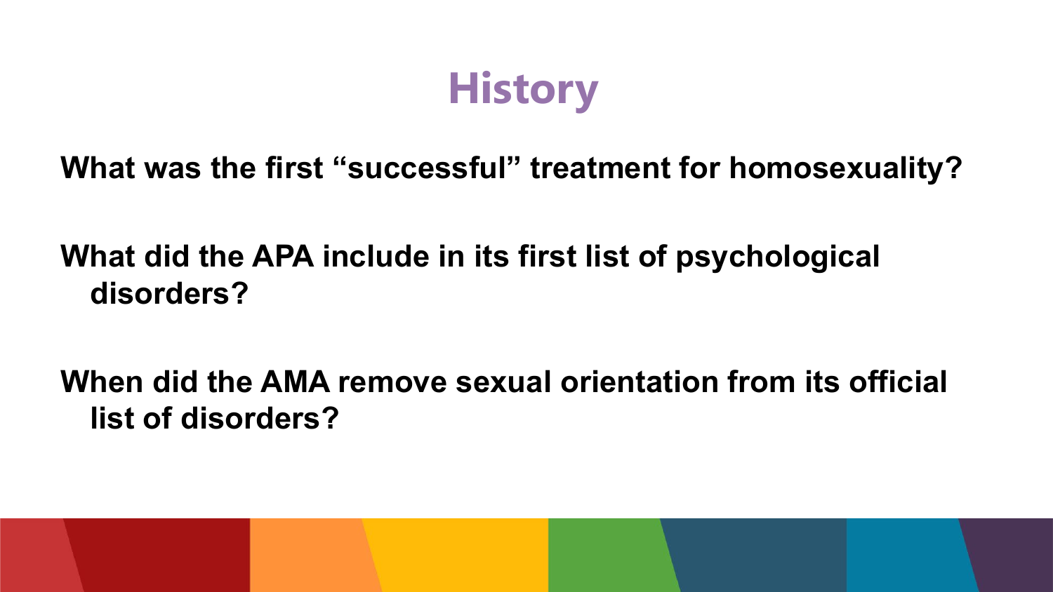# History

**What was the first “successful” treatment for homosexuality?**

**What did the APA include in its first list of psychological disorders?**

**When did the AMA remove sexual orientation from its official list of disorders?**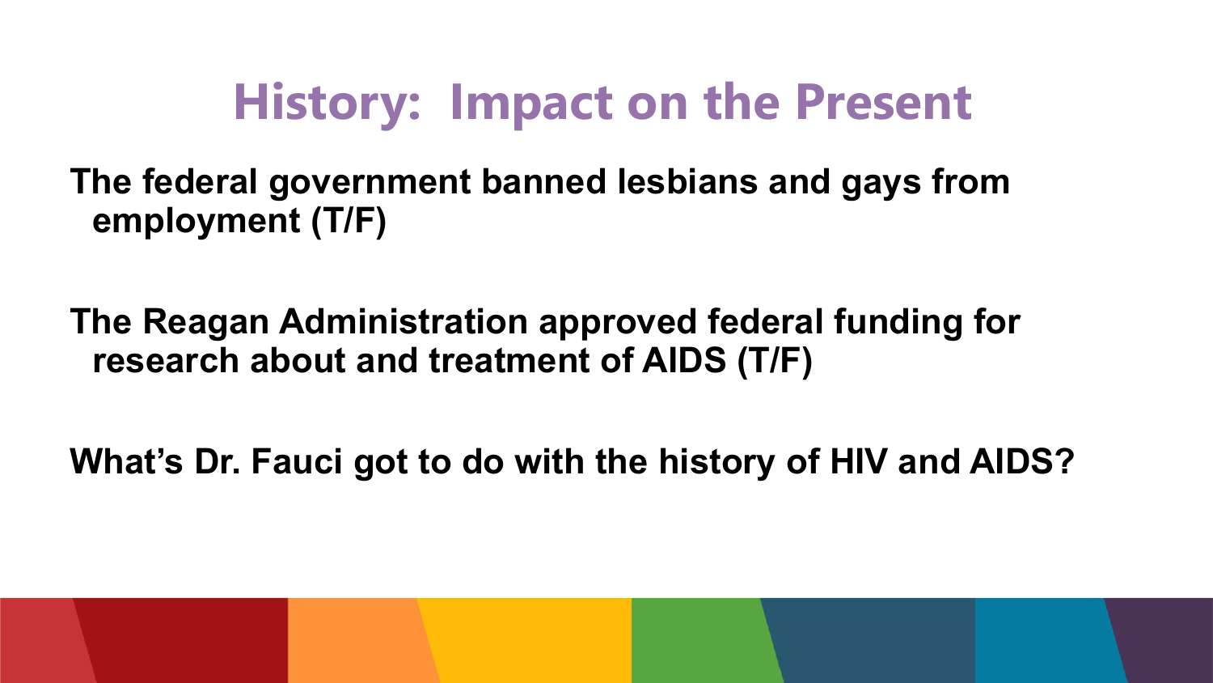# History: Impact on the Present

**The federal government banned lesbians and gays from employment (T/F)**

**The Reagan Administration approved federal funding for research about and treatment of AIDS (T/F)**

**What's Dr. Fauci got to do with the history of HIV and AIDS?**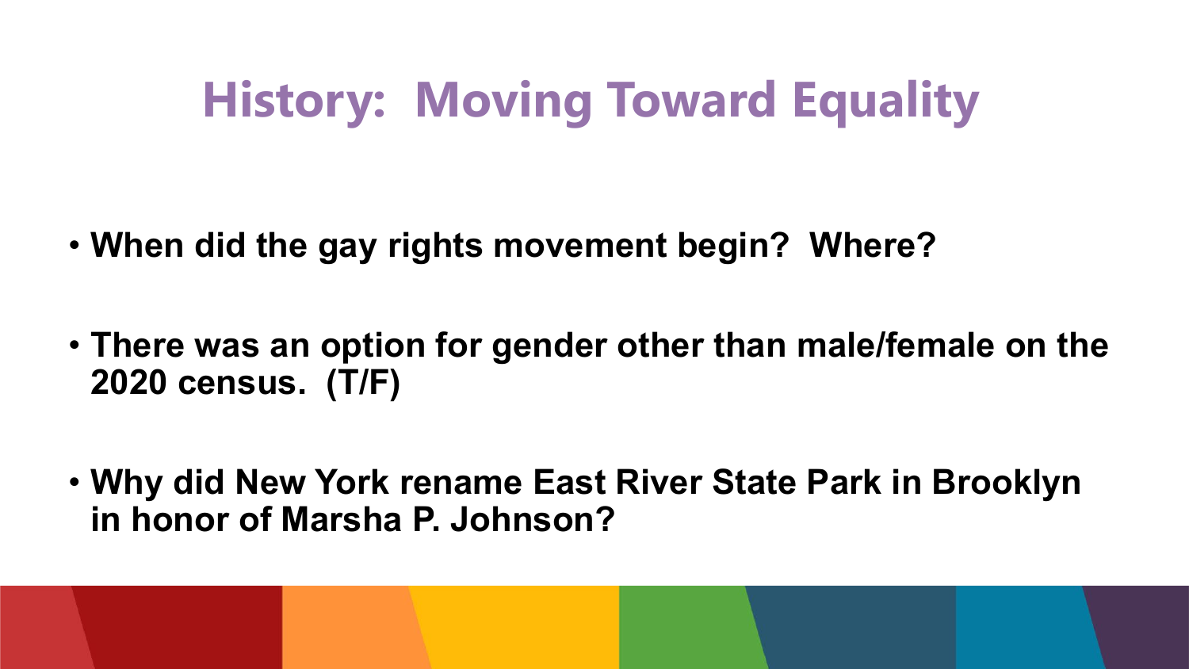# History: Moving Toward Equality

- **When did the gay rights movement begin? Where?**
- **There was an option for gender other than male/female on the 2020 census. (T/F)**
- **Why did New York rename East River State Park in Brooklyn in honor of Marsha P. Johnson?**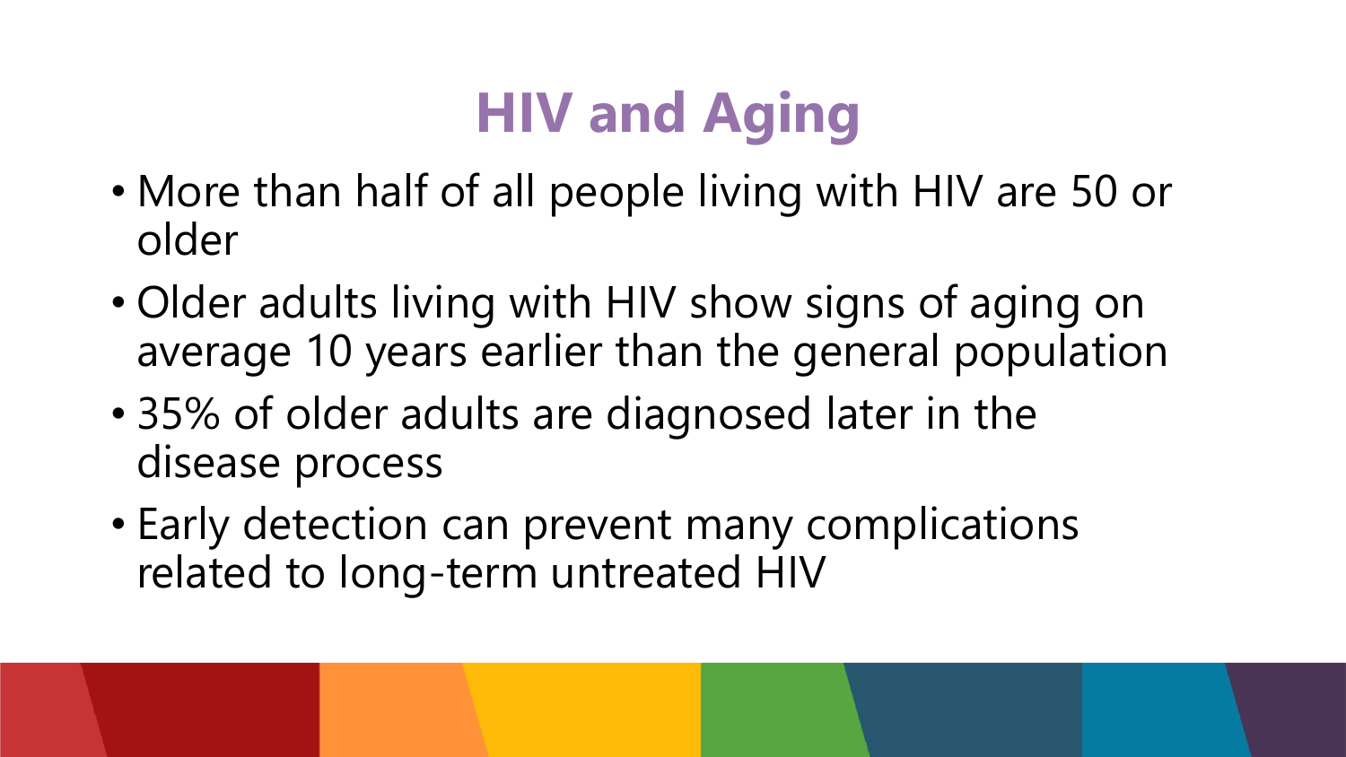# HIV and Aging

- More than half of all people living with HIV are 50 or older
- Older adults living with HIV show signs of aging on average 10 years earlier than the general population
- 35% of older adults are diagnosed later in the disease process
- Early detection can prevent many complications related to long-term untreated HIV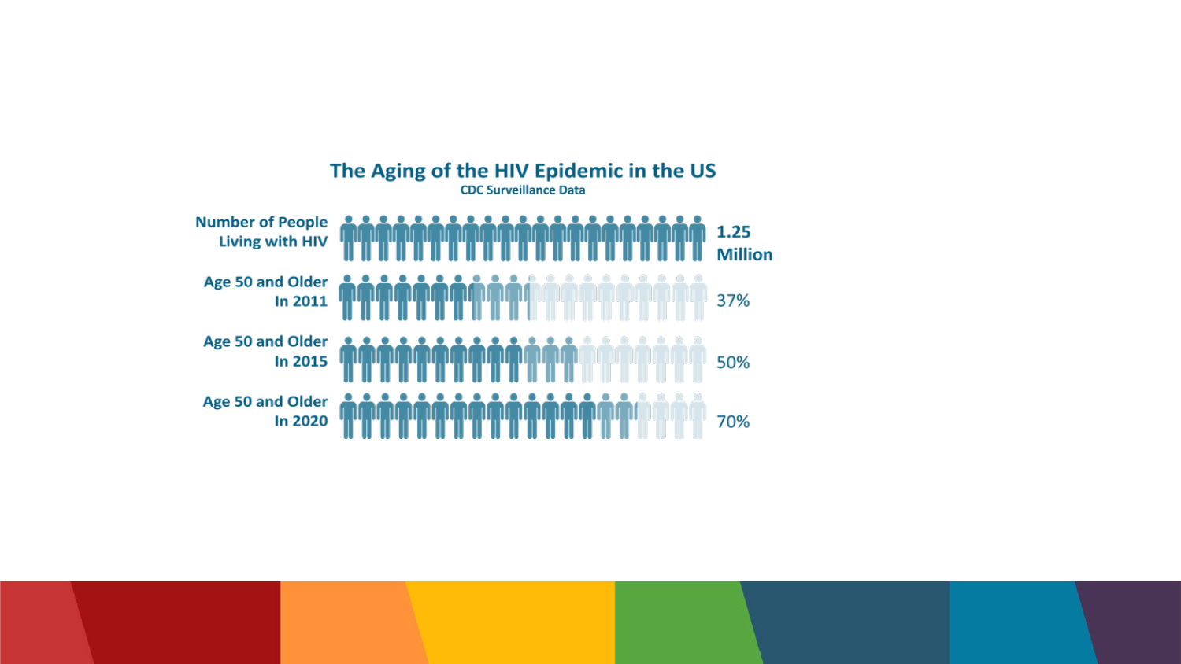## The Aging of the HIV Epidemic in the US

CDC Surveillance Data

| | |
| --- | --- |
| Number of People Living with HIV | 1.25 Million |
| Age 50 and Older In 2011 | 37% |
| Age 50 and Older In 2015 | 50% |
| Age 50 and Older In 2020 | 70% |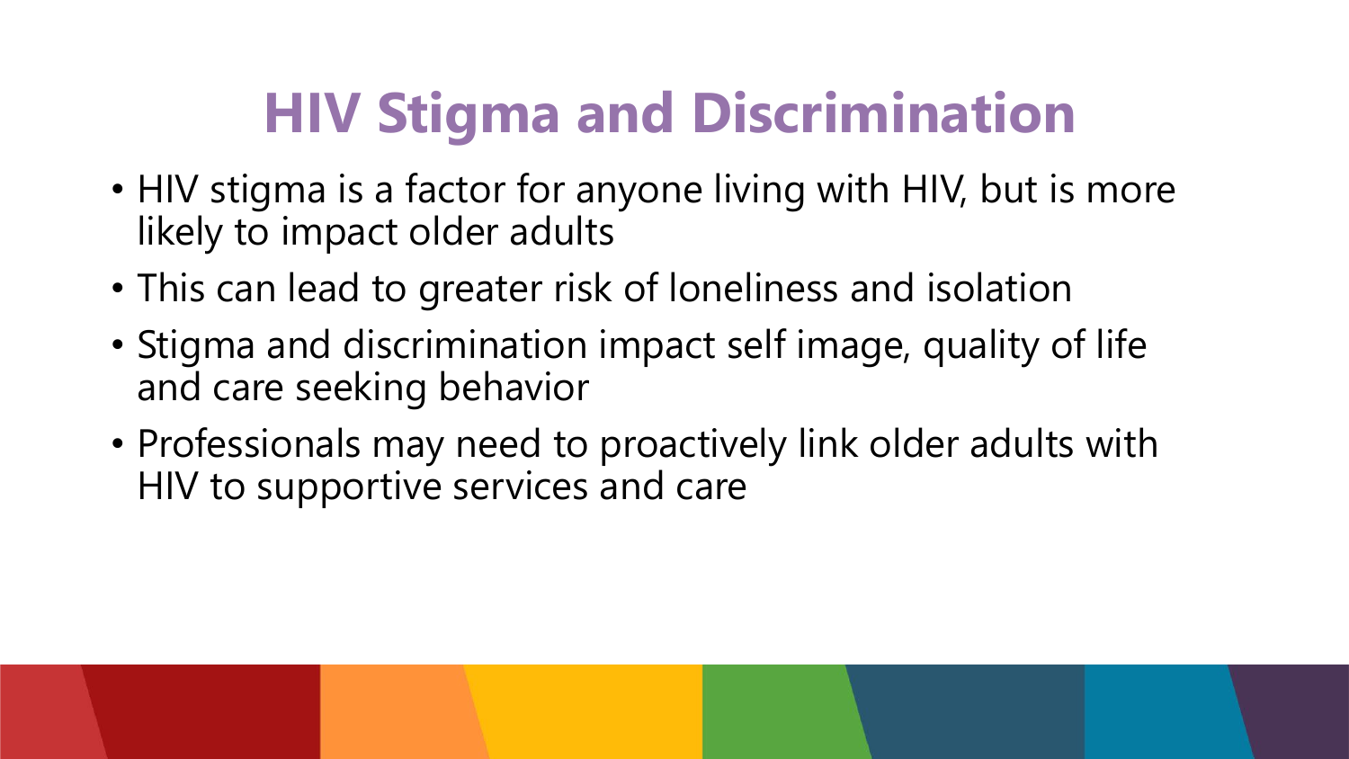# HIV Stigma and Discrimination

- HIV stigma is a factor for anyone living with HIV, but is more likely to impact older adults
- This can lead to greater risk of loneliness and isolation
- Stigma and discrimination impact self image, quality of life and care seeking behavior
- Professionals may need to proactively link older adults with HIV to supportive services and care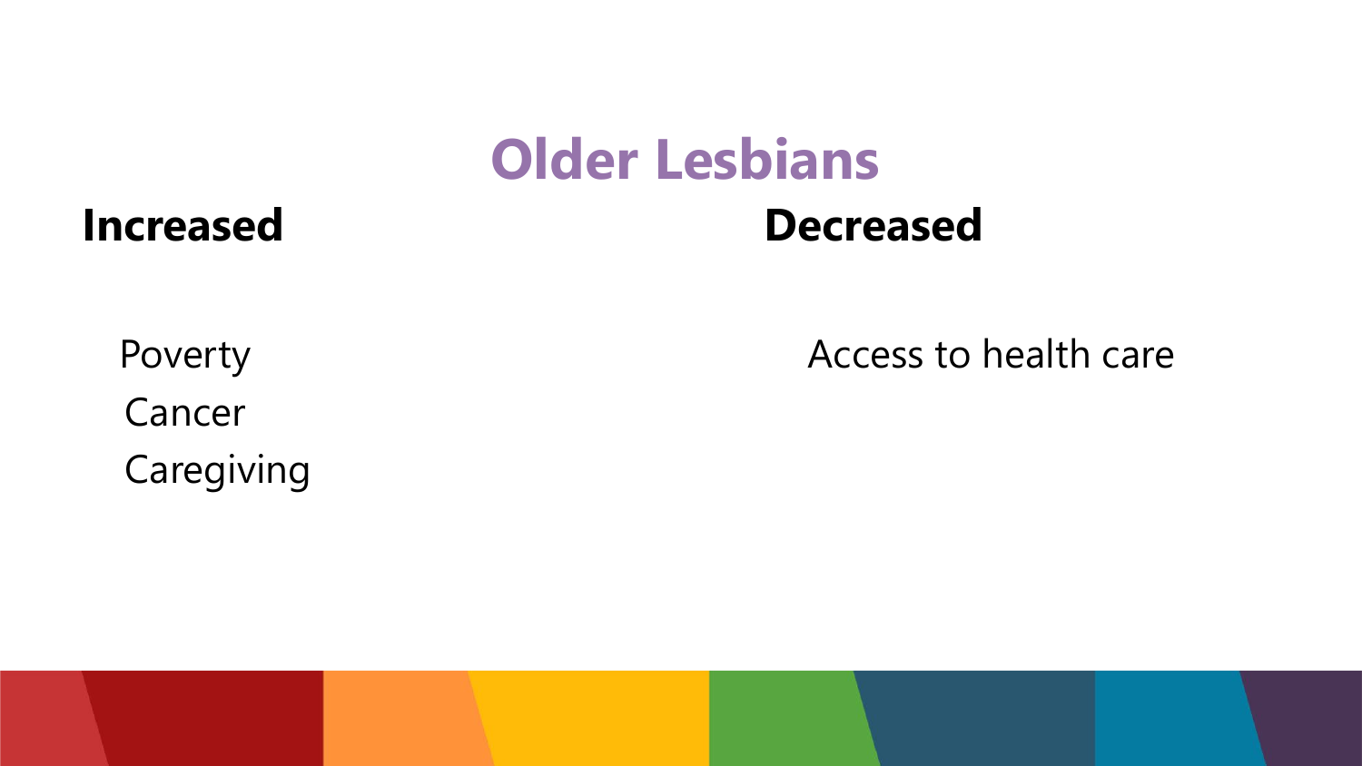# Older Lesbians

**Increased**

- Poverty
- Cancer
- Caregiving

**Decreased**

- Access to health care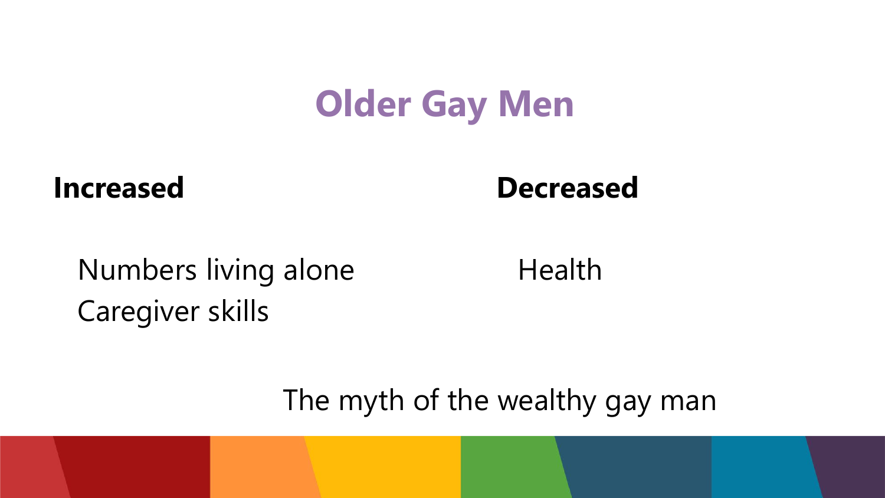# Older Gay Men

**Increased**

- Numbers living alone
- Caregiver skills

**Decreased**

- Health

The myth of the wealthy gay man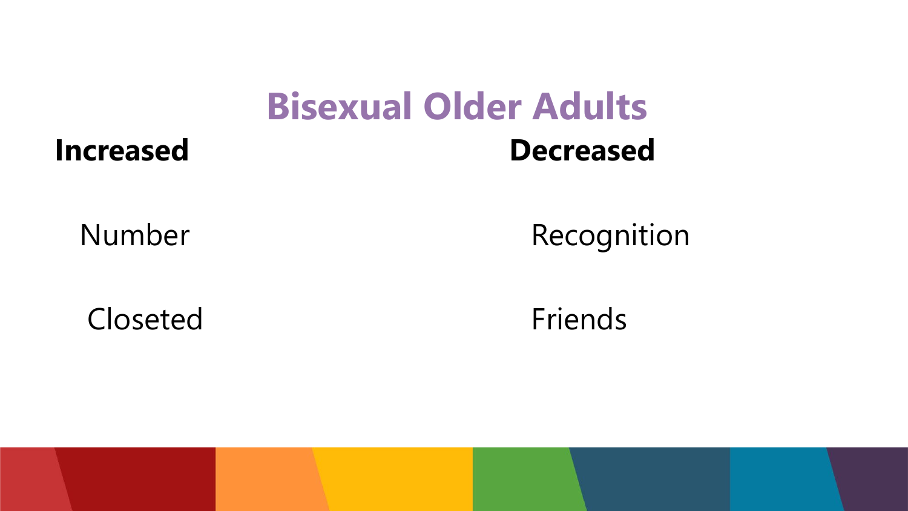# Bisexual Older Adults

| **Increased** | **Decreased** |
| --- | --- |
| Number | Recognition |
| Closeted | Friends |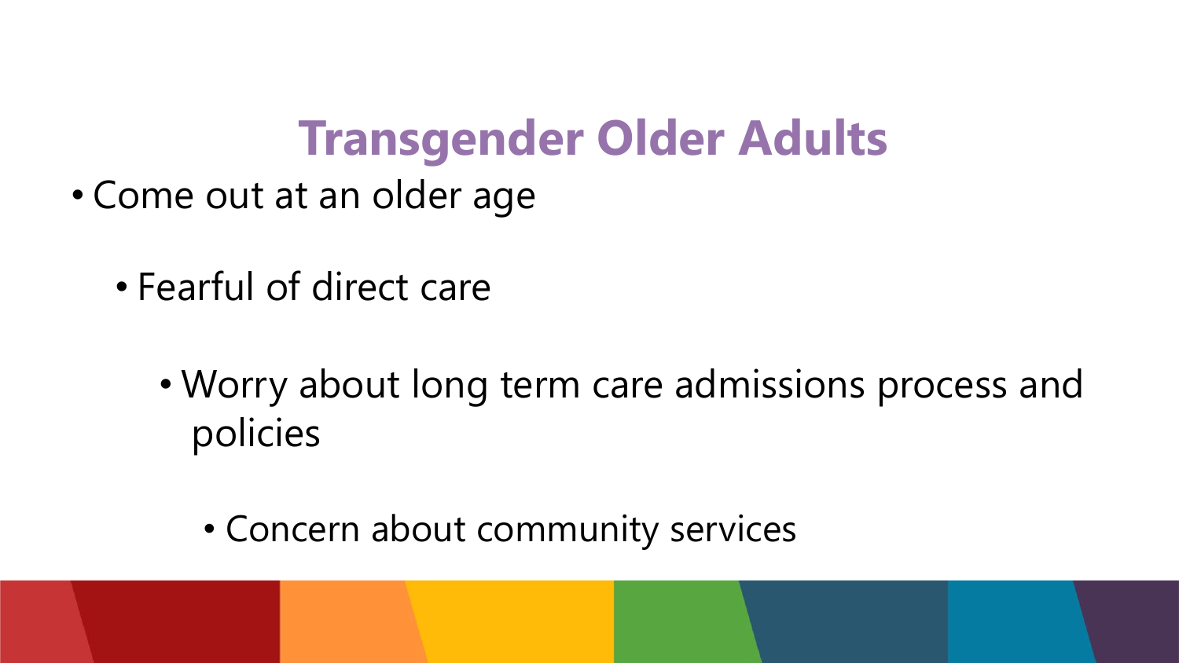# Transgender Older Adults

- Come out at an older age
- Fearful of direct care
- Worry about long term care admissions process and policies
- Concern about community services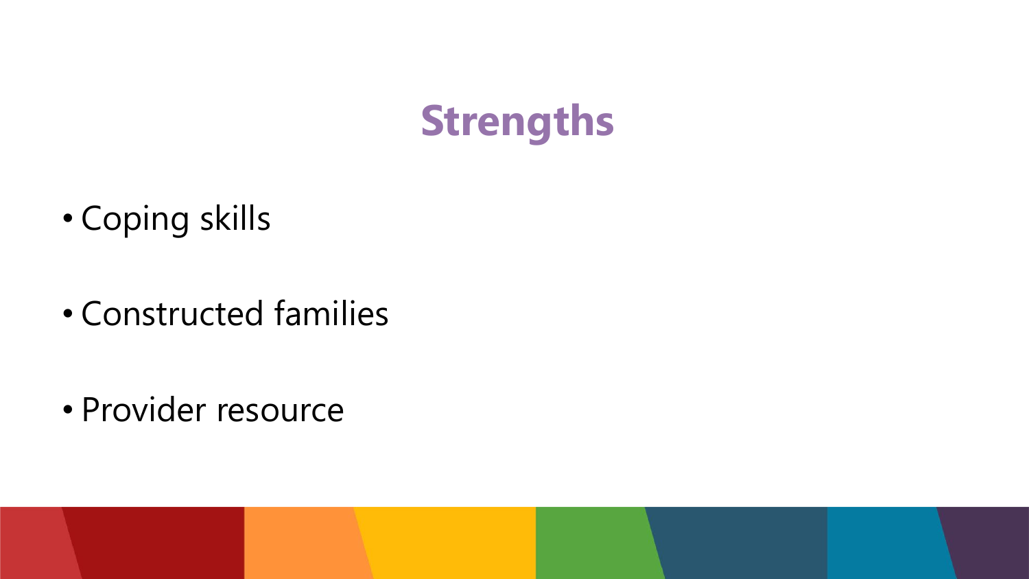# Strengths

- Coping skills
- Constructed families
- Provider resource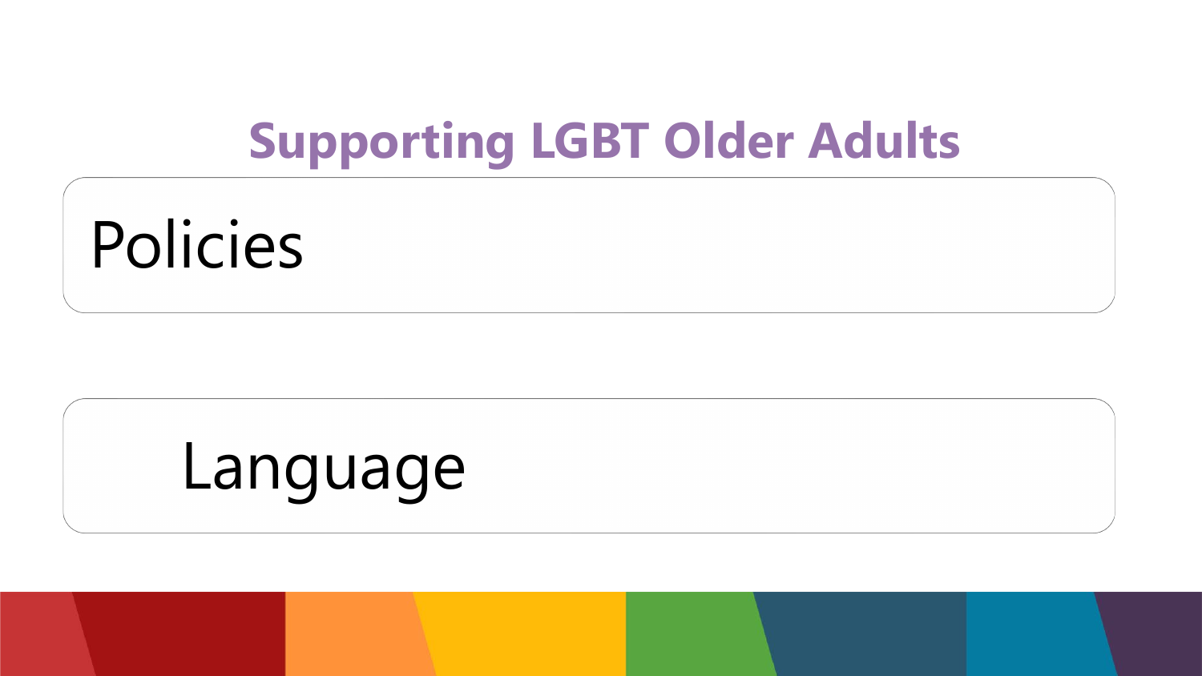# Supporting LGBT Older Adults

Policies

Language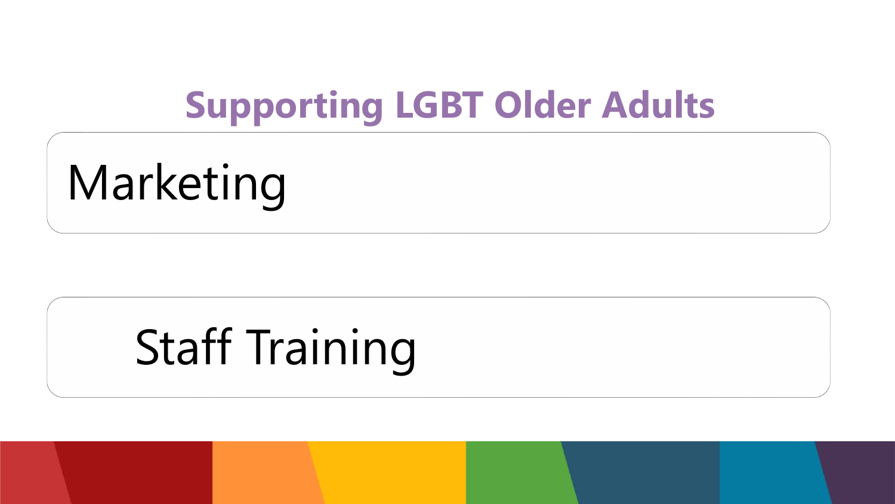# Supporting LGBT Older Adults

Marketing

Staff Training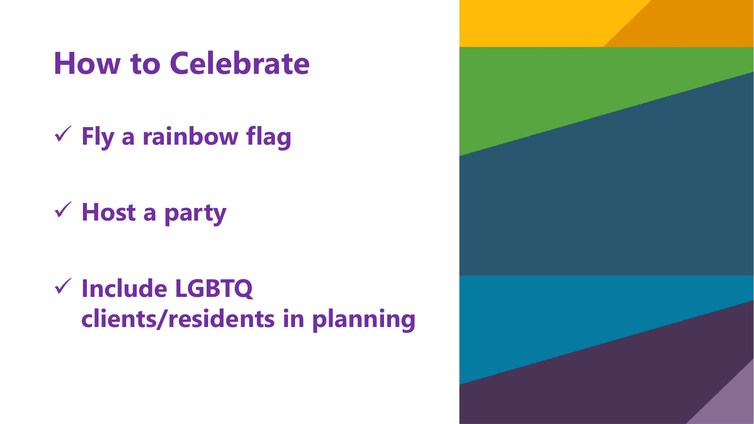# How to Celebrate

- ✓ Fly a rainbow flag
- ✓ Host a party
- ✓ Include LGBTQ clients/residents in planning